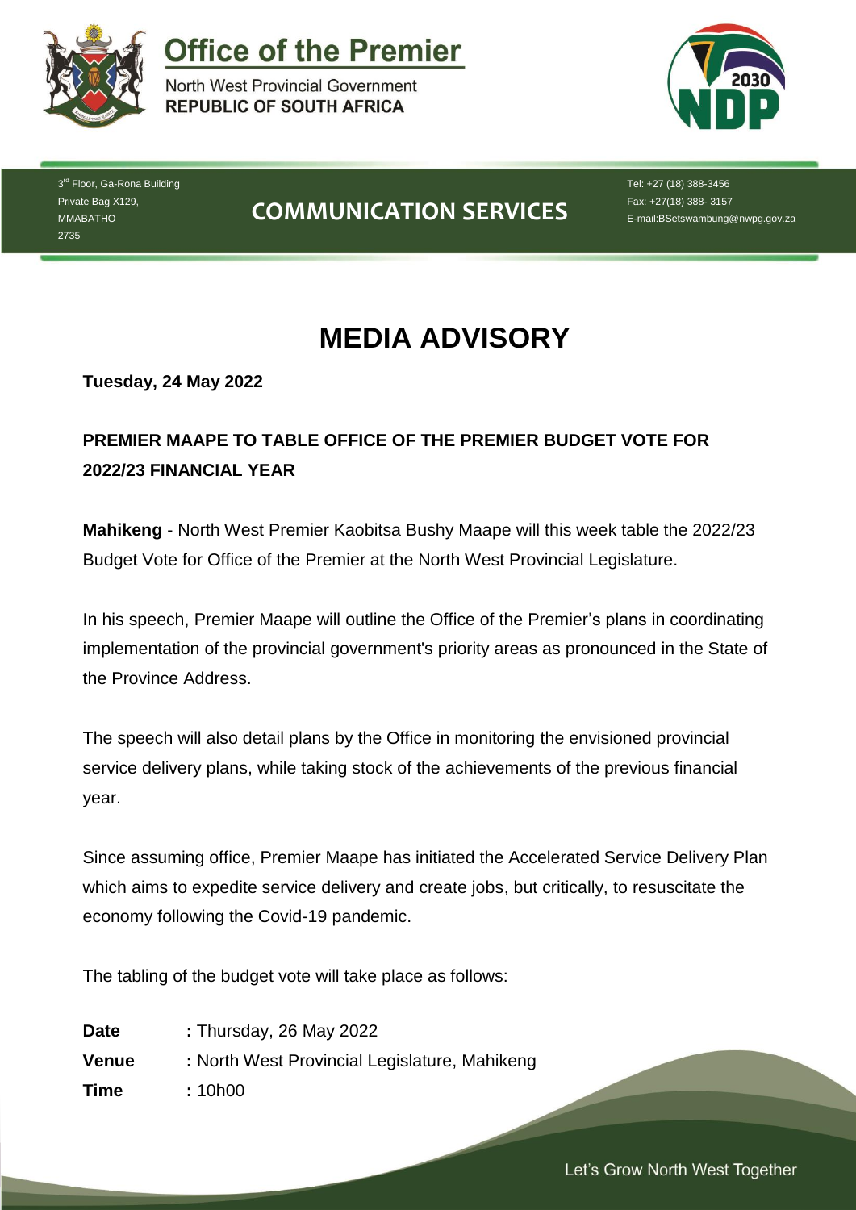# Office of the Premier

North West Provincial Government
**REPUBLIC OF SOUTH AFRICA**

3rd Floor, Ga-Rona Building
Private Bag X129,
MMABATHO
2735

## COMMUNICATION SERVICES

Tel: +27 (18) 388-3456
Fax: +27(18) 388- 3157
E-mail:BSetswambung@nwpg.gov.za

# MEDIA ADVISORY

**Tuesday, 24 May 2022**

**PREMIER MAAPE TO TABLE OFFICE OF THE PREMIER BUDGET VOTE FOR 2022/23 FINANCIAL YEAR**

**Mahikeng** - North West Premier Kaobitsa Bushy Maape will this week table the 2022/23 Budget Vote for Office of the Premier at the North West Provincial Legislature.

In his speech, Premier Maape will outline the Office of the Premier's plans in coordinating implementation of the provincial government's priority areas as pronounced in the State of the Province Address.

The speech will also detail plans by the Office in monitoring the envisioned provincial service delivery plans, while taking stock of the achievements of the previous financial year.

Since assuming office, Premier Maape has initiated the Accelerated Service Delivery Plan which aims to expedite service delivery and create jobs, but critically, to resuscitate the economy following the Covid-19 pandemic.

The tabling of the budget vote will take place as follows:

**Date** : Thursday, 26 May 2022
**Venue** : North West Provincial Legislature, Mahikeng
**Time** : 10h00

Let's Grow North West Together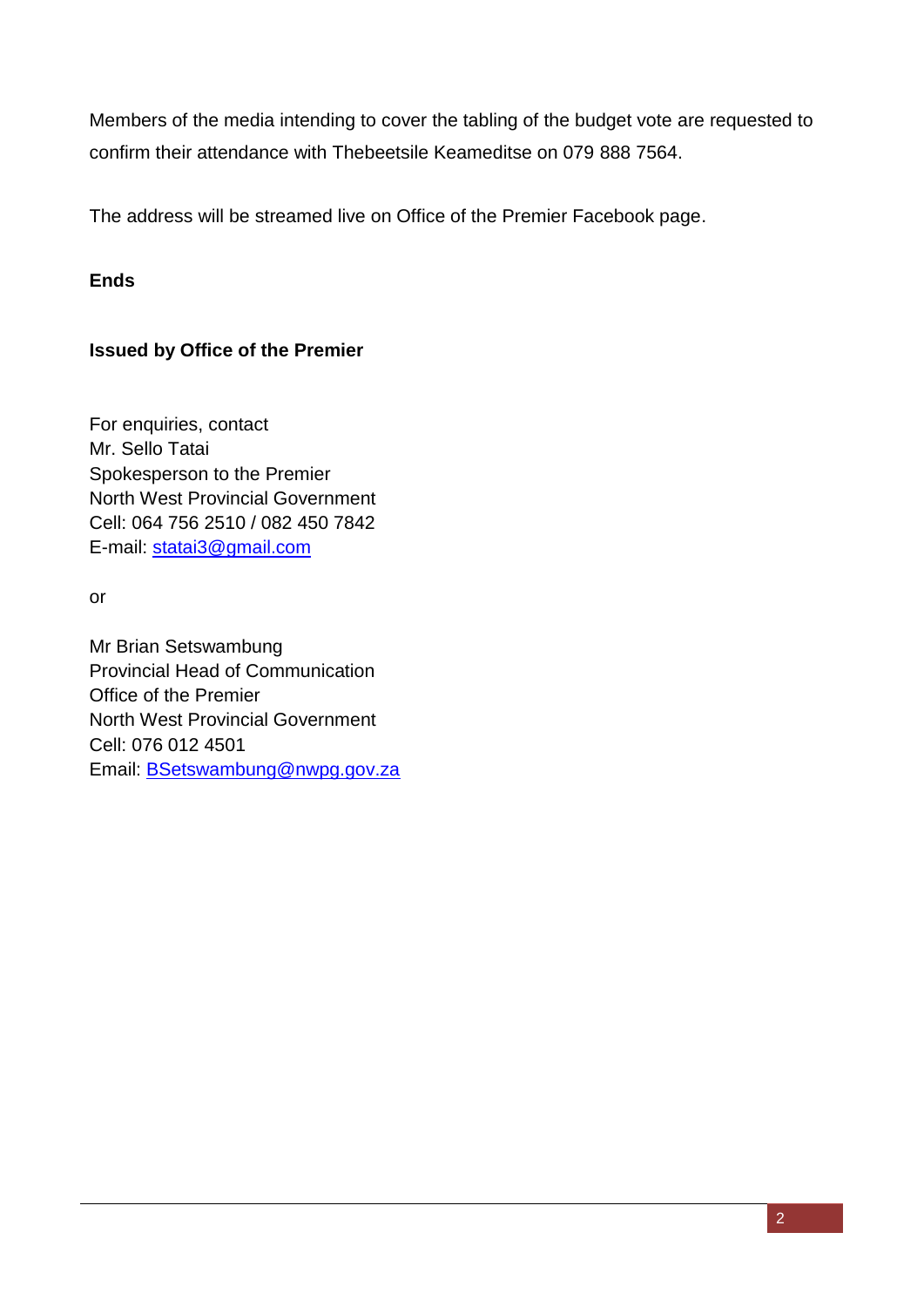Members of the media intending to cover the tabling of the budget vote are requested to confirm their attendance with Thebeetsile Keameditse on 079 888 7564.

The address will be streamed live on Office of the Premier Facebook page.

**Ends**

**Issued by Office of the Premier**

For enquiries, contact
Mr. Sello Tatai
Spokesperson to the Premier
North West Provincial Government
Cell: 064 756 2510 / 082 450 7842
E-mail: statai3@gmail.com

or

Mr Brian Setswambung
Provincial Head of Communication
Office of the Premier
North West Provincial Government
Cell: 076 012 4501
Email: BSetswambung@nwpg.gov.za